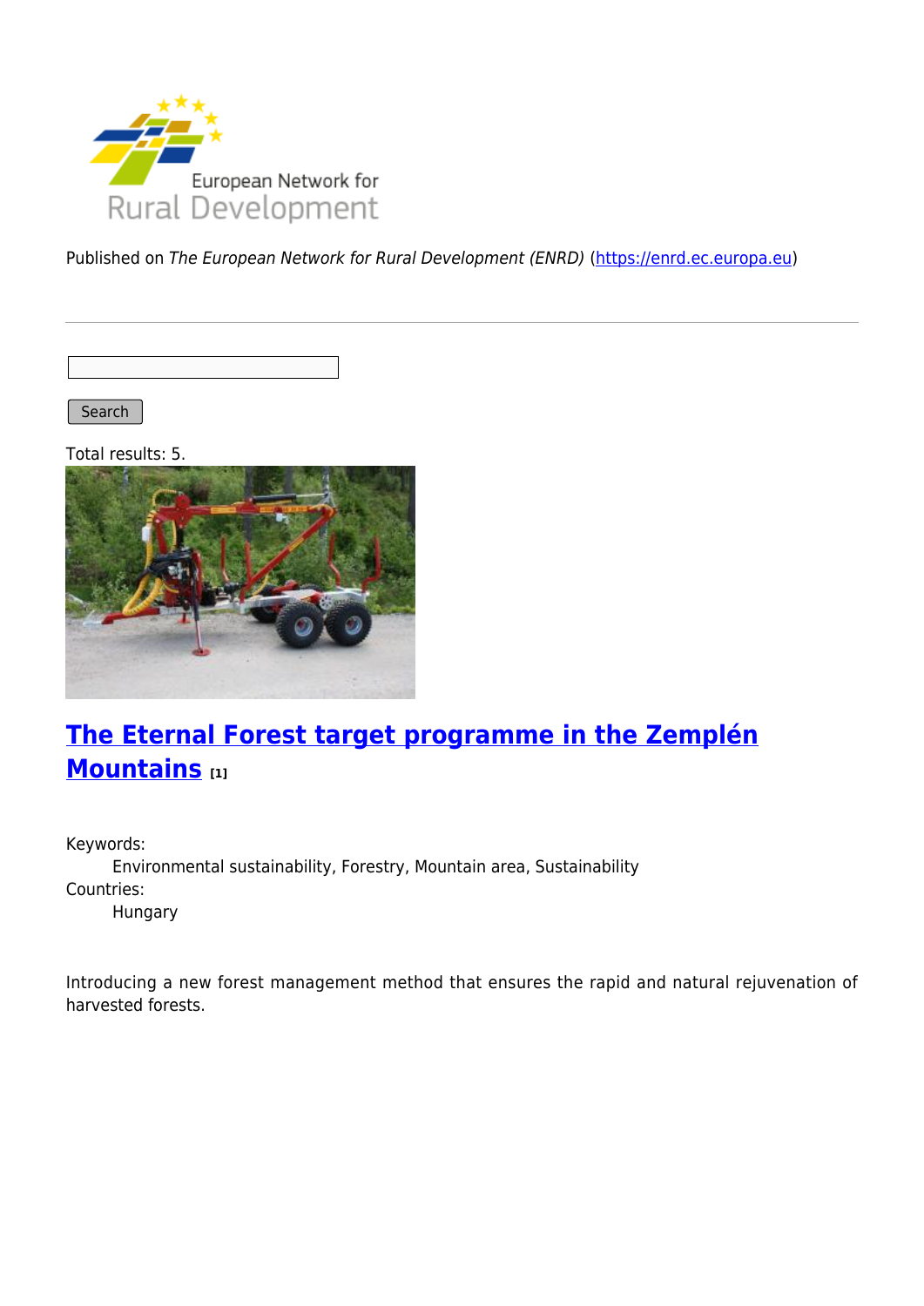Published on *The European Network for Rural Development (ENRD)* (https://enrd.ec.europa.eu)

Search

Total results: 5.

## The Eternal Forest target programme in the Zemplén Mountains [1]

Keywords:
Environmental sustainability, Forestry, Mountain area, Sustainability

Countries:
Hungary

Introducing a new forest management method that ensures the rapid and natural rejuvenation of harvested forests.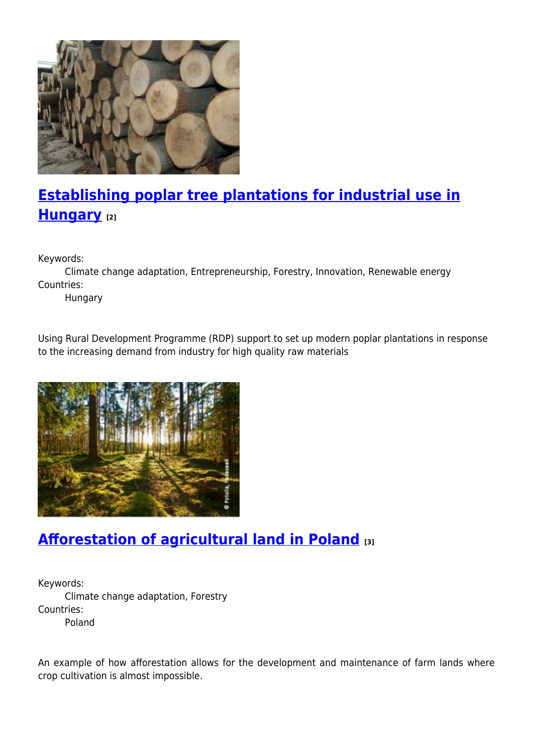## [Establishing poplar tree plantations for industrial use in Hungary](#) [2]

Keywords:

Climate change adaptation, Entrepreneurship, Forestry, Innovation, Renewable energy

Countries:

Hungary

Using Rural Development Programme (RDP) support to set up modern poplar plantations in response to the increasing demand from industry for high quality raw materials

## [Afforestation of agricultural land in Poland](#) [3]

Keywords:

Climate change adaptation, Forestry

Countries:

Poland

An example of how afforestation allows for the development and maintenance of farm lands where crop cultivation is almost impossible.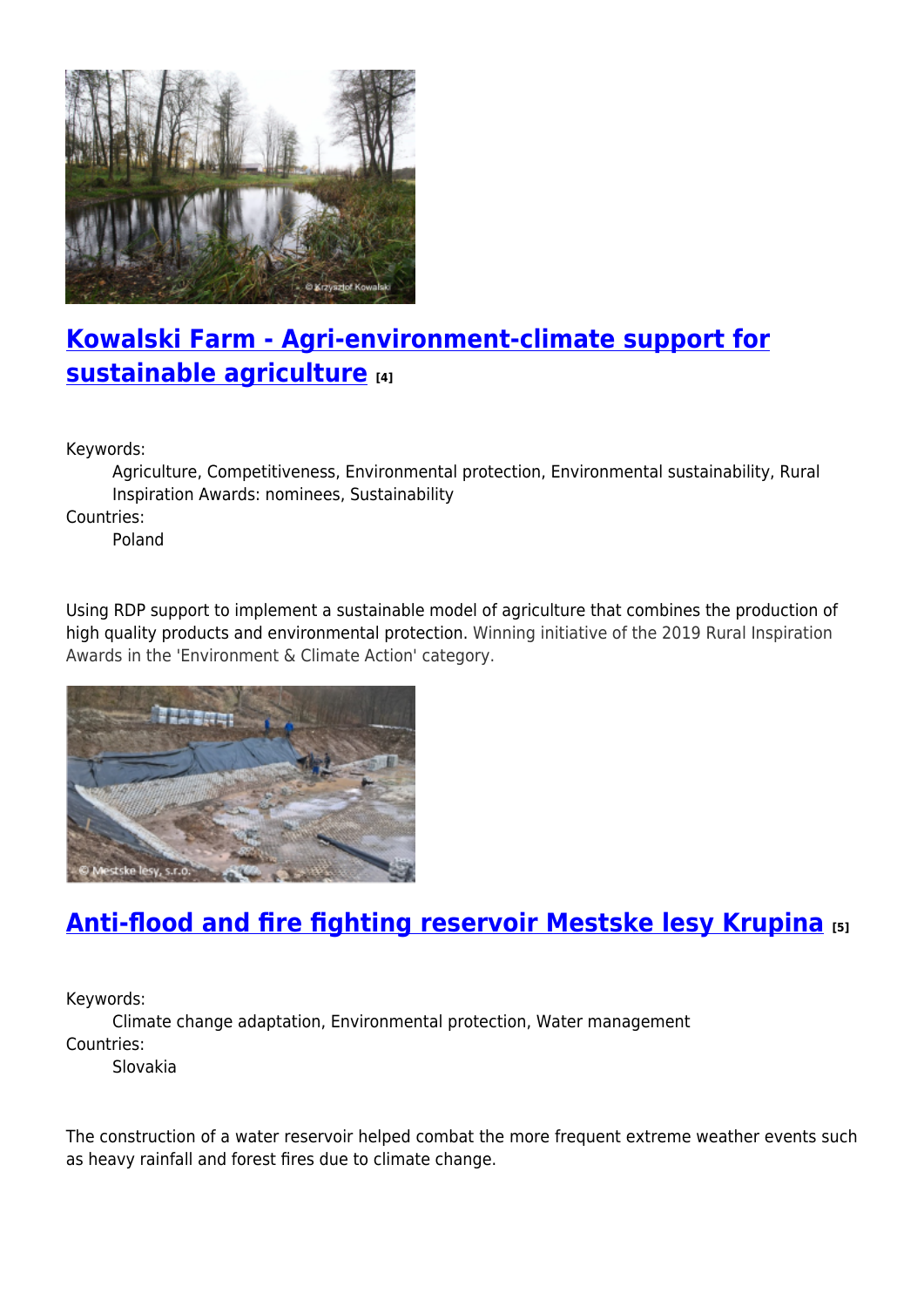## Kowalski Farm - Agri-environment-climate support for sustainable agriculture [4]

Keywords:
: Agriculture, Competitiveness, Environmental protection, Environmental sustainability, Rural Inspiration Awards: nominees, Sustainability

Countries:
: Poland

Using RDP support to implement a sustainable model of agriculture that combines the production of high quality products and environmental protection. Winning initiative of the 2019 Rural Inspiration Awards in the 'Environment & Climate Action' category.

## Anti-flood and fire fighting reservoir Mestske lesy Krupina [5]

Keywords:
: Climate change adaptation, Environmental protection, Water management

Countries:
: Slovakia

The construction of a water reservoir helped combat the more frequent extreme weather events such as heavy rainfall and forest fires due to climate change.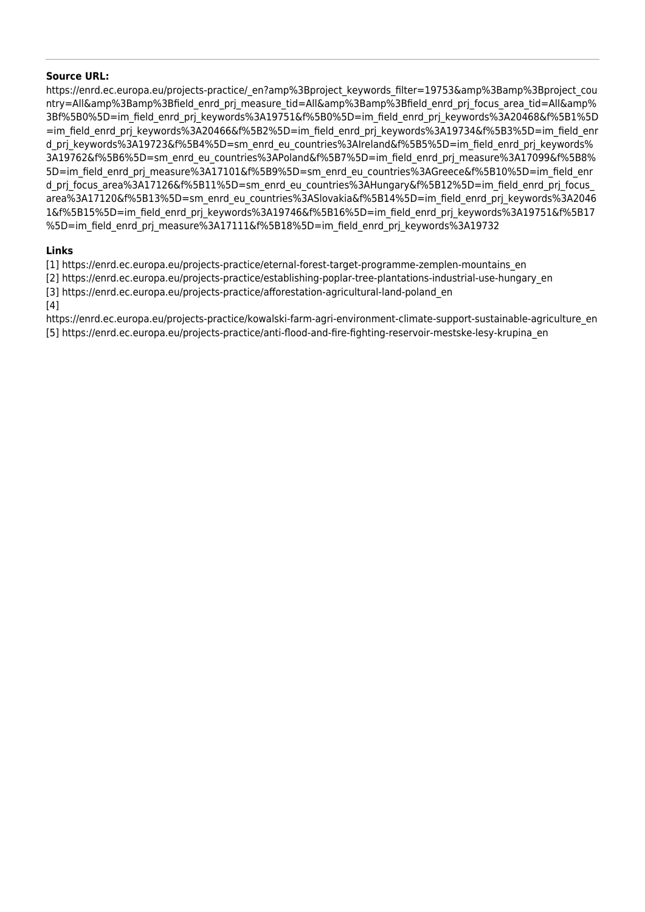**Source URL:**
https://enrd.ec.europa.eu/projects-practice/_en?amp%3Bproject_keywords_filter=19753&amp%3Bamp%3Bproject_country=All&amp%3Bamp%3Bfield_enrd_prj_measure_tid=All&amp%3Bamp%3Bfield_enrd_prj_focus_area_tid=All&amp%3Bf%5B0%5D=im_field_enrd_prj_keywords%3A19751&f%5B0%5D=im_field_enrd_prj_keywords%3A20468&f%5B1%5D=im_field_enrd_prj_keywords%3A20466&f%5B2%5D=im_field_enrd_prj_keywords%3A19734&f%5B3%5D=im_field_enrd_prj_keywords%3A19723&f%5B4%5D=sm_enrd_eu_countries%3AIreland&f%5B5%5D=im_field_enrd_prj_keywords%3A19762&f%5B6%5D=sm_enrd_eu_countries%3APoland&f%5B7%5D=im_field_enrd_prj_measure%3A17099&f%5B8%5D=im_field_enrd_prj_measure%3A17101&f%5B9%5D=sm_enrd_eu_countries%3AGreece&f%5B10%5D=im_field_enrd_prj_focus_area%3A17126&f%5B11%5D=sm_enrd_eu_countries%3AHungary&f%5B12%5D=im_field_enrd_prj_focus_area%3A17120&f%5B13%5D=sm_enrd_eu_countries%3ASlovakia&f%5B14%5D=im_field_enrd_prj_keywords%3A20461&f%5B15%5D=im_field_enrd_prj_keywords%3A19746&f%5B16%5D=im_field_enrd_prj_keywords%3A19751&f%5B17%5D=im_field_enrd_prj_measure%3A17111&f%5B18%5D=im_field_enrd_prj_keywords%3A19732

**Links**

[1] https://enrd.ec.europa.eu/projects-practice/eternal-forest-target-programme-zemplen-mountains_en
[2] https://enrd.ec.europa.eu/projects-practice/establishing-poplar-tree-plantations-industrial-use-hungary_en
[3] https://enrd.ec.europa.eu/projects-practice/afforestation-agricultural-land-poland_en
[4] https://enrd.ec.europa.eu/projects-practice/kowalski-farm-agri-environment-climate-support-sustainable-agriculture_en
[5] https://enrd.ec.europa.eu/projects-practice/anti-flood-and-fire-fighting-reservoir-mestske-lesy-krupina_en